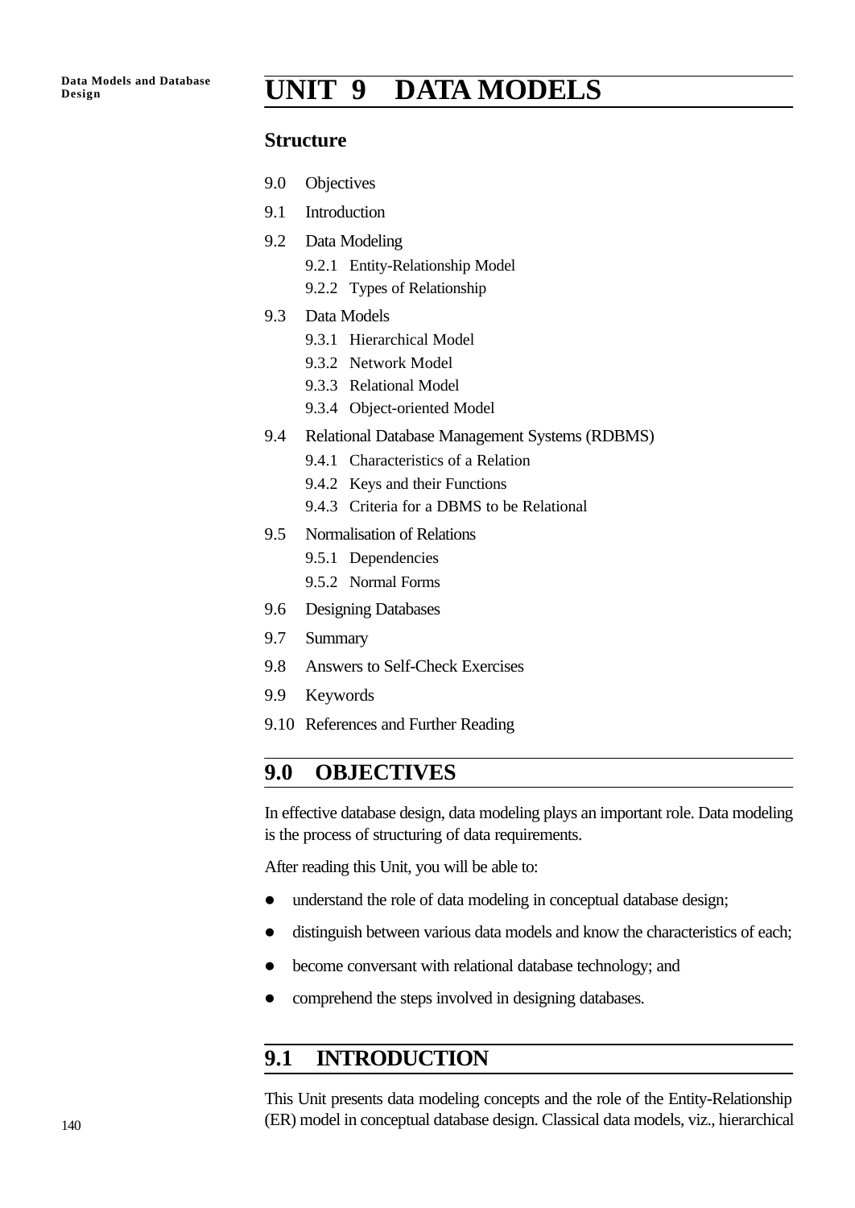# UNIT 9 DATA MODELS

## Structure

9.0 Objectives

9.1 Introduction

9.2 Data Modeling

- 9.2.1 Entity-Relationship Model
- 9.2.2 Types of Relationship

9.3 Data Models

- 9.3.1 Hierarchical Model
- 9.3.2 Network Model
- 9.3.3 Relational Model
- 9.3.4 Object-oriented Model

9.4 Relational Database Management Systems (RDBMS)

- 9.4.1 Characteristics of a Relation
- 9.4.2 Keys and their Functions
- 9.4.3 Criteria for a DBMS to be Relational

9.5 Normalisation of Relations

- 9.5.1 Dependencies
- 9.5.2 Normal Forms

9.6 Designing Databases

9.7 Summary

9.8 Answers to Self-Check Exercises

9.9 Keywords

9.10 References and Further Reading

## 9.0 OBJECTIVES

In effective database design, data modeling plays an important role. Data modeling is the process of structuring of data requirements.

After reading this Unit, you will be able to:

- understand the role of data modeling in conceptual database design;
- distinguish between various data models and know the characteristics of each;
- become conversant with relational database technology; and
- comprehend the steps involved in designing databases.

## 9.1 INTRODUCTION

This Unit presents data modeling concepts and the role of the Entity-Relationship (ER) model in conceptual database design. Classical data models, viz., hierarchical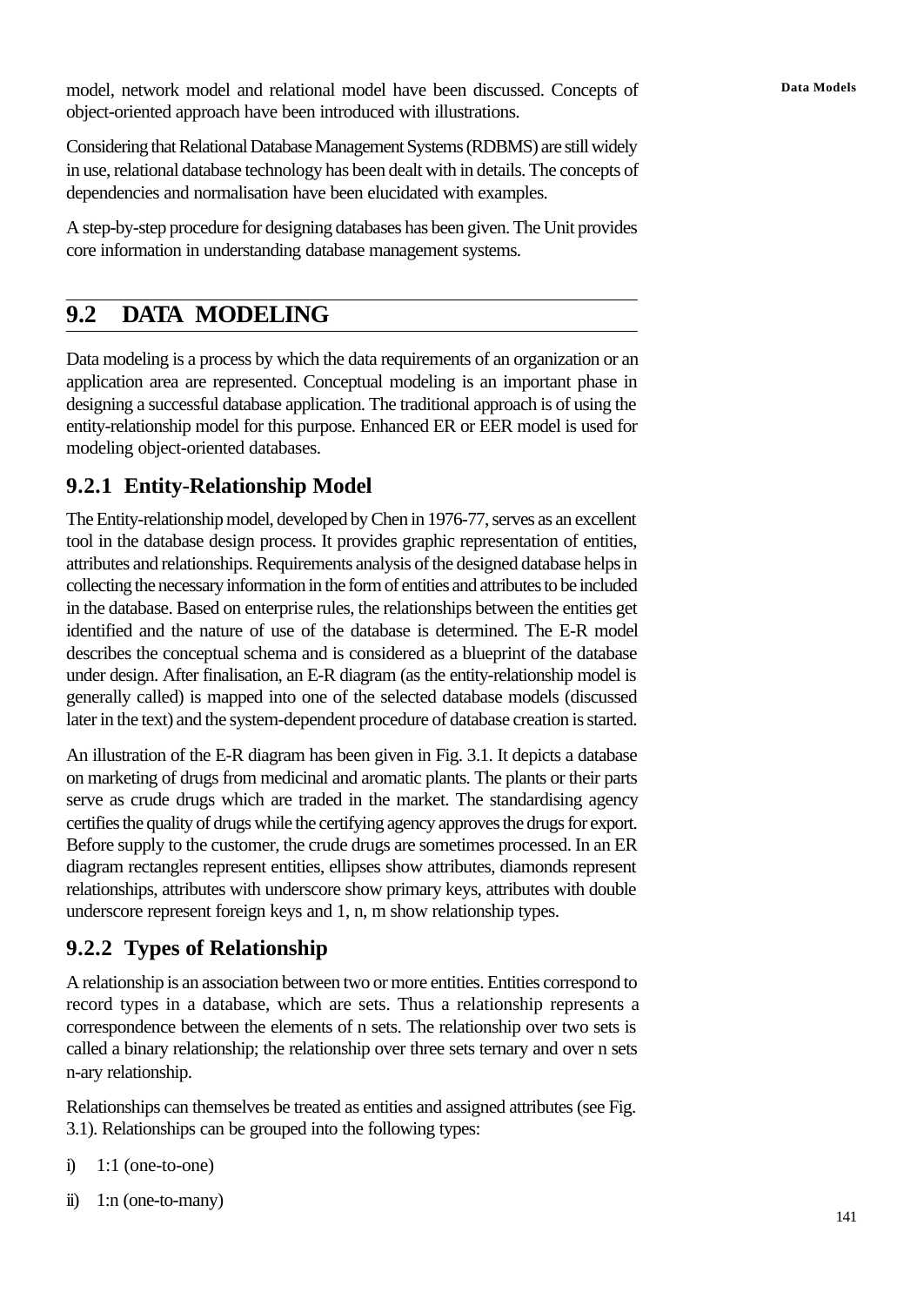model, network model and relational model have been discussed. Concepts of object-oriented approach have been introduced with illustrations.

Considering that Relational Database Management Systems (RDBMS) are still widely in use, relational database technology has been dealt with in details. The concepts of dependencies and normalisation have been elucidated with examples.

A step-by-step procedure for designing databases has been given. The Unit provides core information in understanding database management systems.

## 9.2 DATA MODELING

Data modeling is a process by which the data requirements of an organization or an application area are represented. Conceptual modeling is an important phase in designing a successful database application. The traditional approach is of using the entity-relationship model for this purpose. Enhanced ER or EER model is used for modeling object-oriented databases.

### 9.2.1 Entity-Relationship Model

The Entity-relationship model, developed by Chen in 1976-77, serves as an excellent tool in the database design process. It provides graphic representation of entities, attributes and relationships. Requirements analysis of the designed database helps in collecting the necessary information in the form of entities and attributes to be included in the database. Based on enterprise rules, the relationships between the entities get identified and the nature of use of the database is determined. The E-R model describes the conceptual schema and is considered as a blueprint of the database under design. After finalisation, an E-R diagram (as the entity-relationship model is generally called) is mapped into one of the selected database models (discussed later in the text) and the system-dependent procedure of database creation is started.

An illustration of the E-R diagram has been given in Fig. 3.1. It depicts a database on marketing of drugs from medicinal and aromatic plants. The plants or their parts serve as crude drugs which are traded in the market. The standardising agency certifies the quality of drugs while the certifying agency approves the drugs for export. Before supply to the customer, the crude drugs are sometimes processed. In an ER diagram rectangles represent entities, ellipses show attributes, diamonds represent relationships, attributes with underscore show primary keys, attributes with double underscore represent foreign keys and 1, n, m show relationship types.

### 9.2.2 Types of Relationship

A relationship is an association between two or more entities. Entities correspond to record types in a database, which are sets. Thus a relationship represents a correspondence between the elements of n sets. The relationship over two sets is called a binary relationship; the relationship over three sets ternary and over n sets n-ary relationship.

Relationships can themselves be treated as entities and assigned attributes (see Fig. 3.1). Relationships can be grouped into the following types:

i) 1:1 (one-to-one)

ii) 1:n (one-to-many)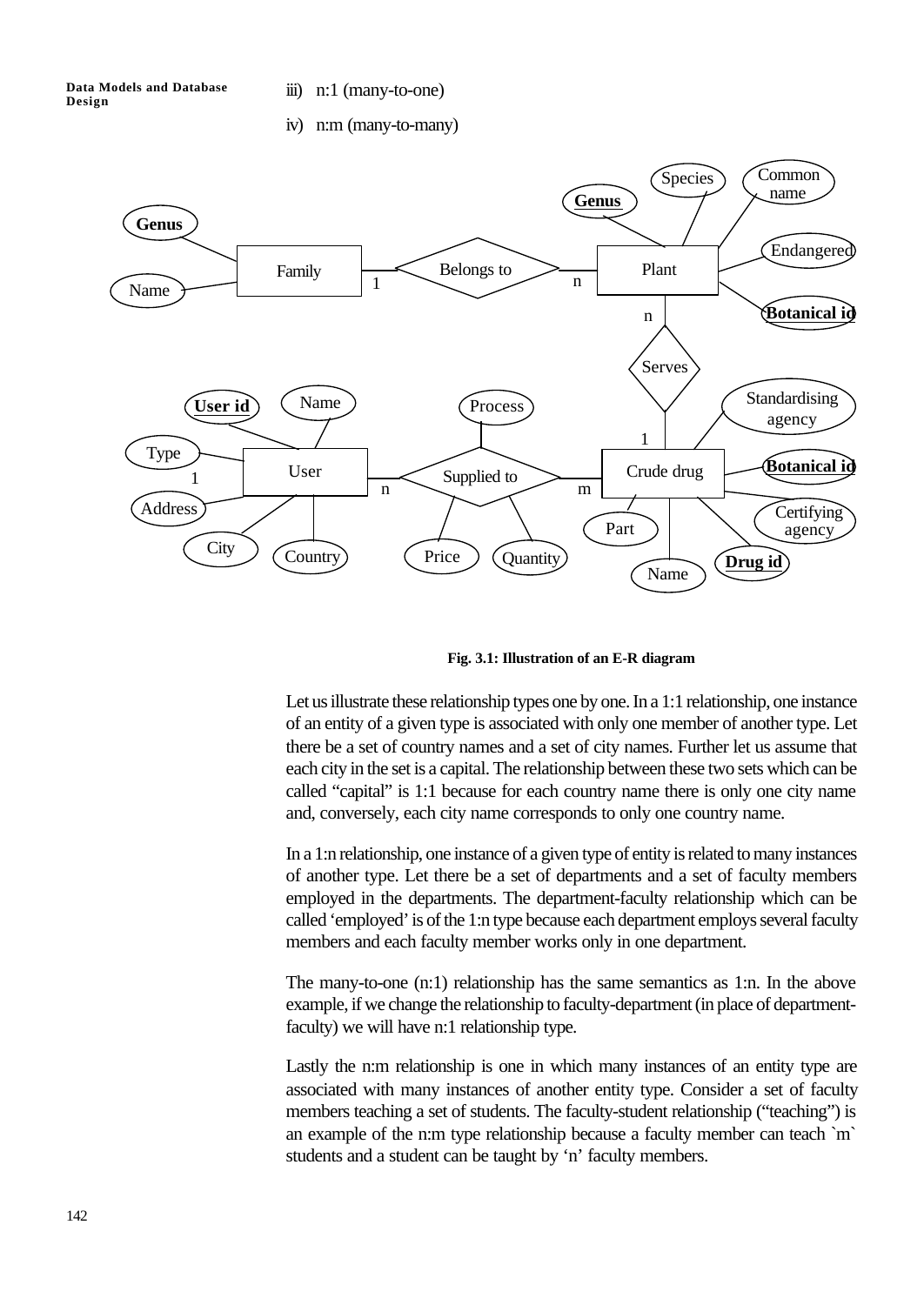iii) n:1 (many-to-one)

iv) n:m (many-to-many)

**Fig. 3.1: Illustration of an E-R diagram**

Let us illustrate these relationship types one by one. In a 1:1 relationship, one instance of an entity of a given type is associated with only one member of another type. Let there be a set of country names and a set of city names. Further let us assume that each city in the set is a capital. The relationship between these two sets which can be called "capital" is 1:1 because for each country name there is only one city name and, conversely, each city name corresponds to only one country name.

In a 1:n relationship, one instance of a given type of entity is related to many instances of another type. Let there be a set of departments and a set of faculty members employed in the departments. The department-faculty relationship which can be called 'employed' is of the 1:n type because each department employs several faculty members and each faculty member works only in one department.

The many-to-one (n:1) relationship has the same semantics as 1:n. In the above example, if we change the relationship to faculty-department (in place of department-faculty) we will have n:1 relationship type.

Lastly the n:m relationship is one in which many instances of an entity type are associated with many instances of another entity type. Consider a set of faculty members teaching a set of students. The faculty-student relationship ("teaching") is an example of the n:m type relationship because a faculty member can teach `m` students and a student can be taught by 'n' faculty members.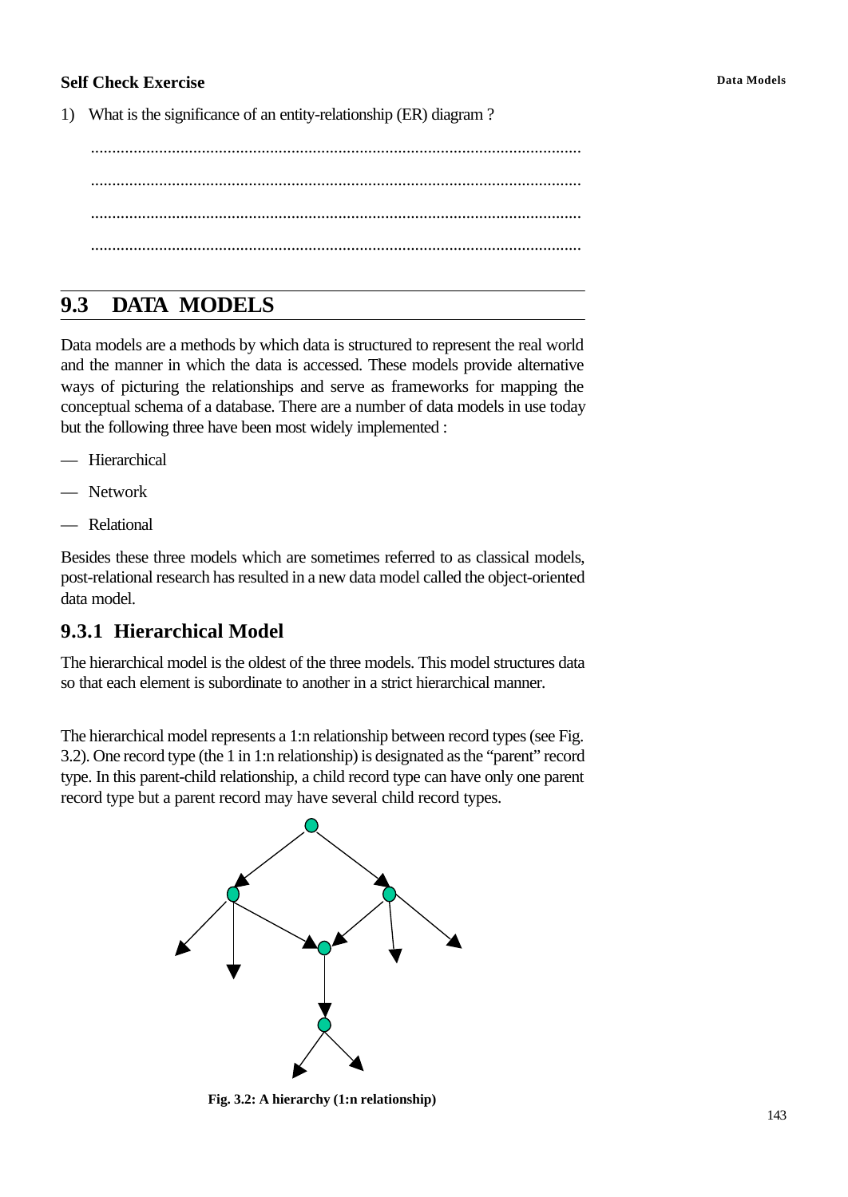**Self Check Exercise**

1) What is the significance of an entity-relationship (ER) diagram ?

..................................................................................................................

..................................................................................................................

..................................................................................................................

..................................................................................................................

## 9.3 DATA MODELS

Data models are a methods by which data is structured to represent the real world and the manner in which the data is accessed. These models provide alternative ways of picturing the relationships and serve as frameworks for mapping the conceptual schema of a database. There are a number of data models in use today but the following three have been most widely implemented :

— Hierarchical

— Network

— Relational

Besides these three models which are sometimes referred to as classical models, post-relational research has resulted in a new data model called the object-oriented data model.

### 9.3.1 Hierarchical Model

The hierarchical model is the oldest of the three models. This model structures data so that each element is subordinate to another in a strict hierarchical manner.

The hierarchical model represents a 1:n relationship between record types (see Fig. 3.2). One record type (the 1 in 1:n relationship) is designated as the "parent" record type. In this parent-child relationship, a child record type can have only one parent record type but a parent record may have several child record types.

**Fig. 3.2: A hierarchy (1:n relationship)**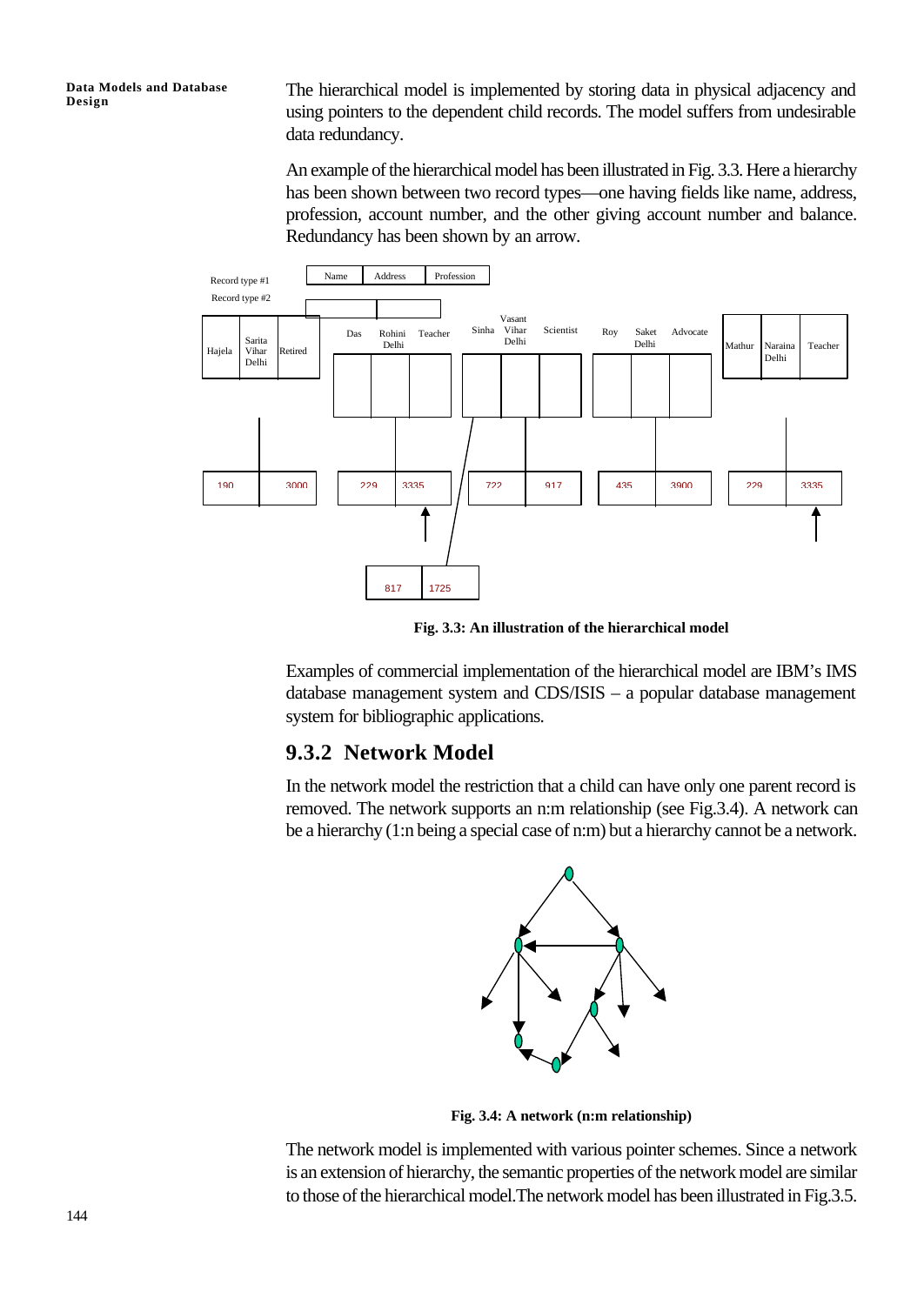The hierarchical model is implemented by storing data in physical adjacency and using pointers to the dependent child records. The model suffers from undesirable data redundancy.

An example of the hierarchical model has been illustrated in Fig. 3.3. Here a hierarchy has been shown between two record types—one having fields like name, address, profession, account number, and the other giving account number and balance. Redundancy has been shown by an arrow.

Fig. 3.3: An illustration of the hierarchical model

Examples of commercial implementation of the hierarchical model are IBM's IMS database management system and CDS/ISIS – a popular database management system for bibliographic applications.

### 9.3.2 Network Model

In the network model the restriction that a child can have only one parent record is removed. The network supports an n:m relationship (see Fig.3.4). A network can be a hierarchy (1:n being a special case of n:m) but a hierarchy cannot be a network.

Fig. 3.4: A network (n:m relationship)

The network model is implemented with various pointer schemes. Since a network is an extension of hierarchy, the semantic properties of the network model are similar to those of the hierarchical model.The network model has been illustrated in Fig.3.5.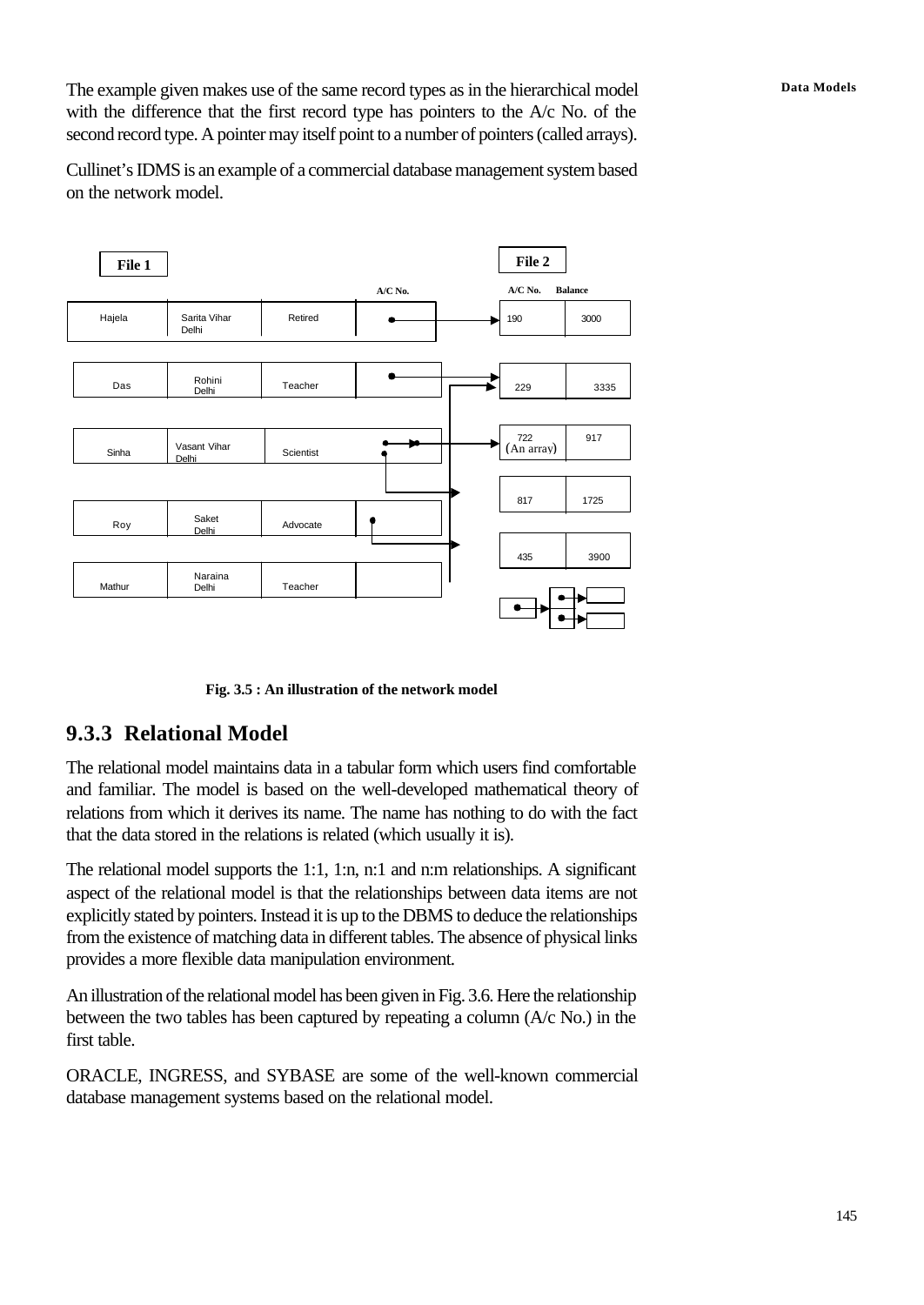The example given makes use of the same record types as in the hierarchical model with the difference that the first record type has pointers to the A/c No. of the second record type. A pointer may itself point to a number of pointers (called arrays).

Cullinet's IDMS is an example of a commercial database management system based on the network model.

**File 1**

| | | | A/C No. |
|---|---|---|---|
| Hajela | Sarita Vihar Delhi | Retired | → 190 |
| Das | Rohini Delhi | Teacher | → 229 |
| Sinha | Vasant Vihar Delhi | Scientist | → 722 (An array), 817 |
| Roy | Saket Delhi | Advocate | → 435 |
| Mathur | Naraina Delhi | Teacher | → 229 |

**File 2**

| A/C No. | Balance |
|---|---|
| 190 | 3000 |
| 229 | 3335 |
| 722 (An array) | 917 |
| 817 | 1725 |
| 435 | 3900 |

**Fig. 3.5 : An illustration of the network model**

## 9.3.3 Relational Model

The relational model maintains data in a tabular form which users find comfortable and familiar. The model is based on the well-developed mathematical theory of relations from which it derives its name. The name has nothing to do with the fact that the data stored in the relations is related (which usually it is).

The relational model supports the 1:1, 1:n, n:1 and n:m relationships. A significant aspect of the relational model is that the relationships between data items are not explicitly stated by pointers. Instead it is up to the DBMS to deduce the relationships from the existence of matching data in different tables. The absence of physical links provides a more flexible data manipulation environment.

An illustration of the relational model has been given in Fig. 3.6. Here the relationship between the two tables has been captured by repeating a column (A/c No.) in the first table.

ORACLE, INGRESS, and SYBASE are some of the well-known commercial database management systems based on the relational model.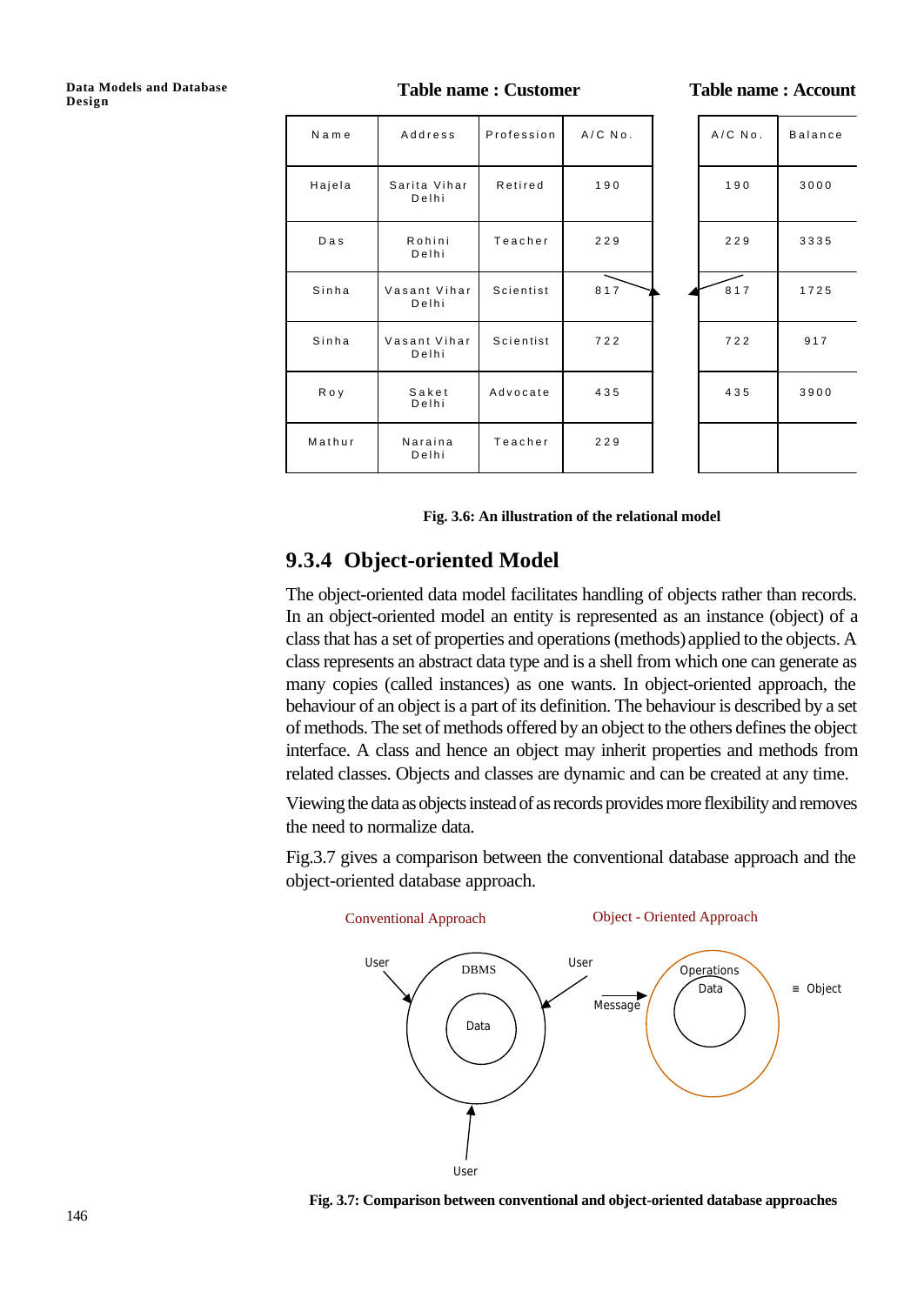**Table name : Customer**

| Name | Address | Profession | A/C No. |
|---|---|---|---|
| Hajela | Sarita Vihar Delhi | Retired | 190 |
| Das | Rohini Delhi | Teacher | 229 |
| Sinha | Vasant Vihar Delhi | Scientist | 817 |
| Sinha | Vasant Vihar Delhi | Scientist | 722 |
| Roy | Saket Delhi | Advocate | 435 |
| Mathur | Naraina Delhi | Teacher | 229 |

**Table name : Account**

| A/C No. | Balance |
|---|---|
| 190 | 3000 |
| 229 | 3335 |
| 817 | 1725 |
| 722 | 917 |
| 435 | 3900 |
| | |

**Fig. 3.6: An illustration of the relational model**

## 9.3.4 Object-oriented Model

The object-oriented data model facilitates handling of objects rather than records. In an object-oriented model an entity is represented as an instance (object) of a class that has a set of properties and operations (methods) applied to the objects. A class represents an abstract data type and is a shell from which one can generate as many copies (called instances) as one wants. In object-oriented approach, the behaviour of an object is a part of its definition. The behaviour is described by a set of methods. The set of methods offered by an object to the others defines the object interface. A class and hence an object may inherit properties and methods from related classes. Objects and classes are dynamic and can be created at any time.

Viewing the data as objects instead of as records provides more flexibility and removes the need to normalize data.

Fig.3.7 gives a comparison between the conventional database approach and the object-oriented database approach.

Conventional Approach — User, User, User, DBMS, Data

Object - Oriented Approach — Message, Operations, Data, ≡ Object

**Fig. 3.7: Comparison between conventional and object-oriented database approaches**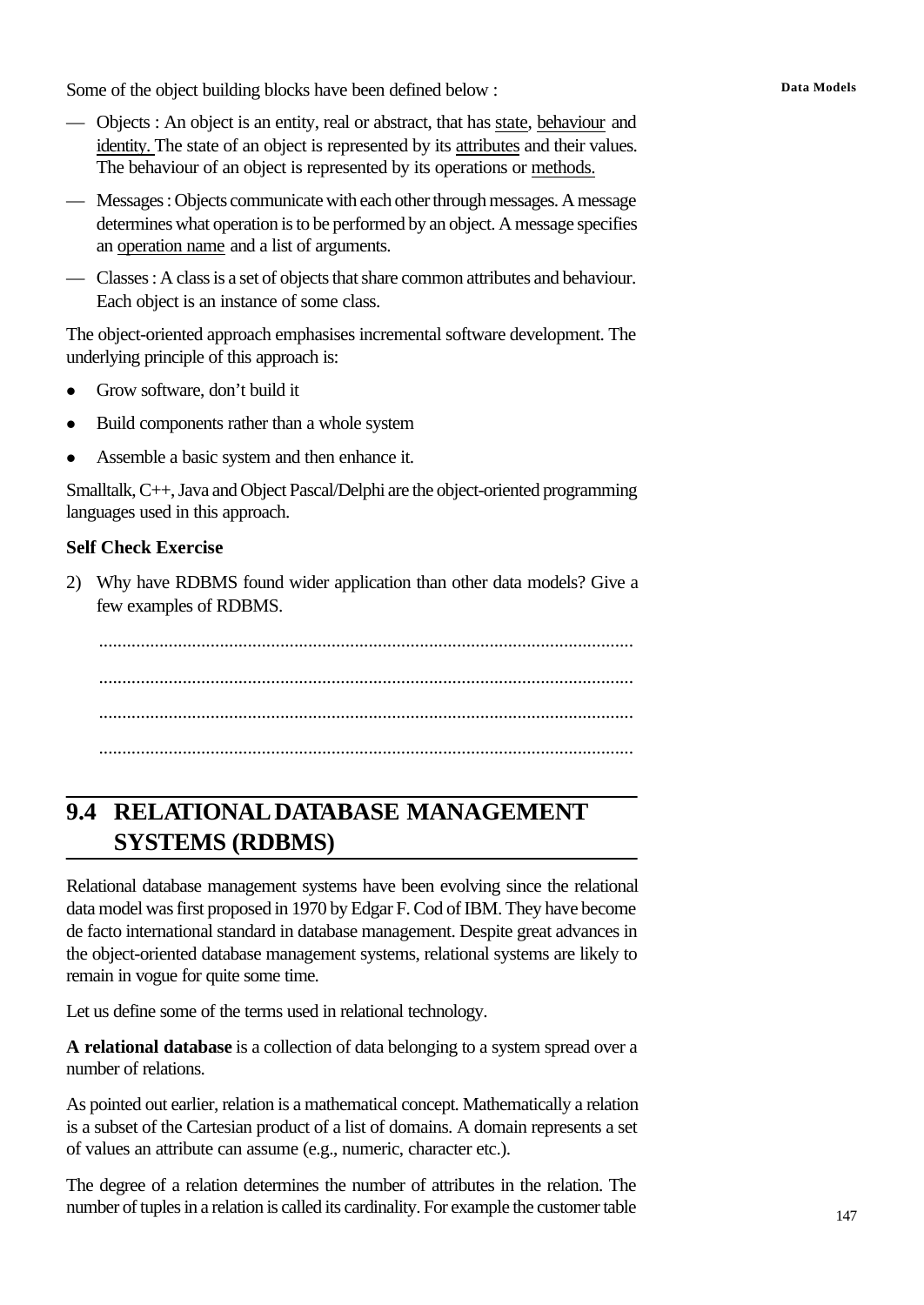Some of the object building blocks have been defined below :

— Objects : An object is an entity, real or abstract, that has state, behaviour and identity. The state of an object is represented by its attributes and their values. The behaviour of an object is represented by its operations or methods.

— Messages : Objects communicate with each other through messages. A message determines what operation is to be performed by an object. A message specifies an operation name and a list of arguments.

— Classes : A class is a set of objects that share common attributes and behaviour. Each object is an instance of some class.

The object-oriented approach emphasises incremental software development. The underlying principle of this approach is:

- Grow software, don't build it
- Build components rather than a whole system
- Assemble a basic system and then enhance it.

Smalltalk, C++, Java and Object Pascal/Delphi are the object-oriented programming languages used in this approach.

**Self Check Exercise**

2) Why have RDBMS found wider application than other data models? Give a few examples of RDBMS.

...................................................................................................................

...................................................................................................................

...................................................................................................................

...................................................................................................................

## 9.4 RELATIONAL DATABASE MANAGEMENT SYSTEMS (RDBMS)

Relational database management systems have been evolving since the relational data model was first proposed in 1970 by Edgar F. Cod of IBM. They have become de facto international standard in database management. Despite great advances in the object-oriented database management systems, relational systems are likely to remain in vogue for quite some time.

Let us define some of the terms used in relational technology.

**A relational database** is a collection of data belonging to a system spread over a number of relations.

As pointed out earlier, relation is a mathematical concept. Mathematically a relation is a subset of the Cartesian product of a list of domains. A domain represents a set of values an attribute can assume (e.g., numeric, character etc.).

The degree of a relation determines the number of attributes in the relation. The number of tuples in a relation is called its cardinality. For example the customer table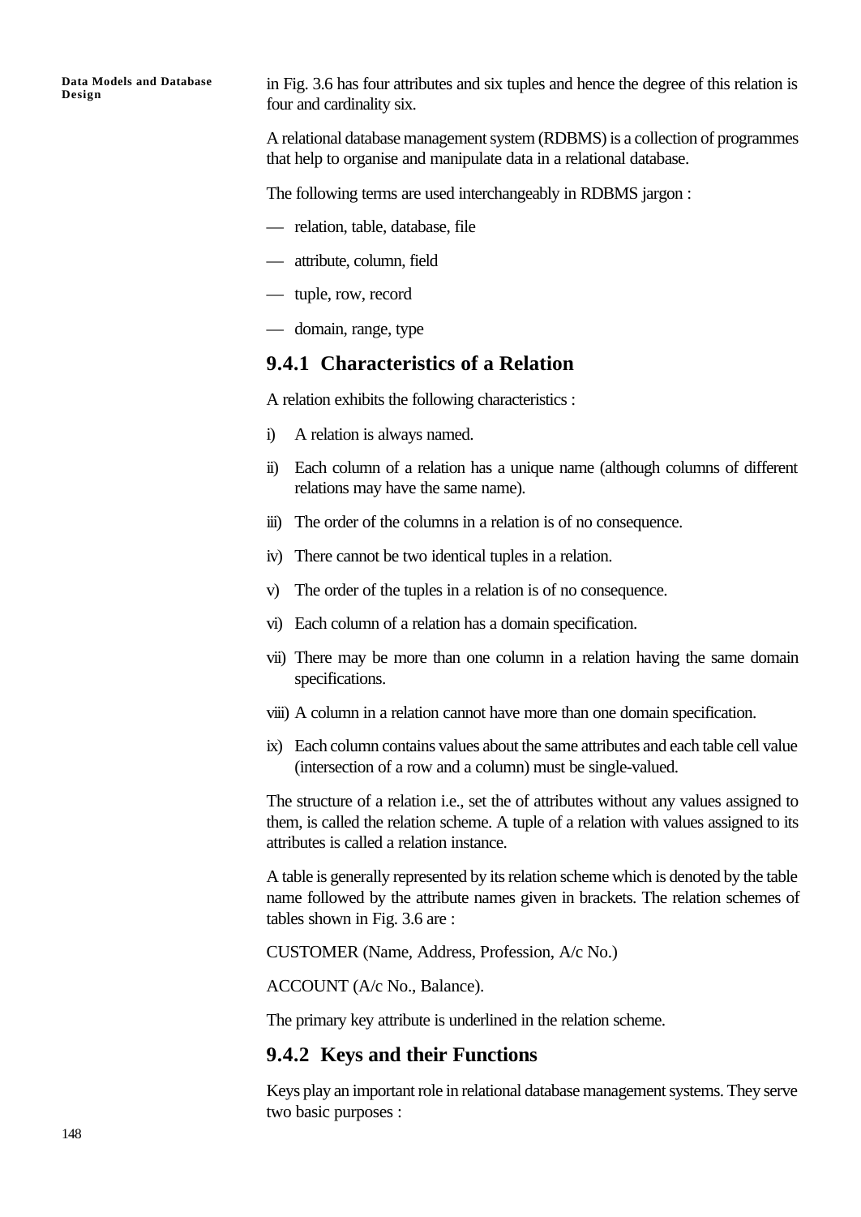in Fig. 3.6 has four attributes and six tuples and hence the degree of this relation is four and cardinality six.

A relational database management system (RDBMS) is a collection of programmes that help to organise and manipulate data in a relational database.

The following terms are used interchangeably in RDBMS jargon :

— relation, table, database, file

— attribute, column, field

— tuple, row, record

— domain, range, type

### 9.4.1 Characteristics of a Relation

A relation exhibits the following characteristics :

i) A relation is always named.

ii) Each column of a relation has a unique name (although columns of different relations may have the same name).

iii) The order of the columns in a relation is of no consequence.

iv) There cannot be two identical tuples in a relation.

v) The order of the tuples in a relation is of no consequence.

vi) Each column of a relation has a domain specification.

vii) There may be more than one column in a relation having the same domain specifications.

viii) A column in a relation cannot have more than one domain specification.

ix) Each column contains values about the same attributes and each table cell value (intersection of a row and a column) must be single-valued.

The structure of a relation i.e., set the of attributes without any values assigned to them, is called the relation scheme. A tuple of a relation with values assigned to its attributes is called a relation instance.

A table is generally represented by its relation scheme which is denoted by the table name followed by the attribute names given in brackets. The relation schemes of tables shown in Fig. 3.6 are :

CUSTOMER (Name, Address, Profession, A/c No.)

ACCOUNT (A/c No., Balance).

The primary key attribute is underlined in the relation scheme.

### 9.4.2 Keys and their Functions

Keys play an important role in relational database management systems. They serve two basic purposes :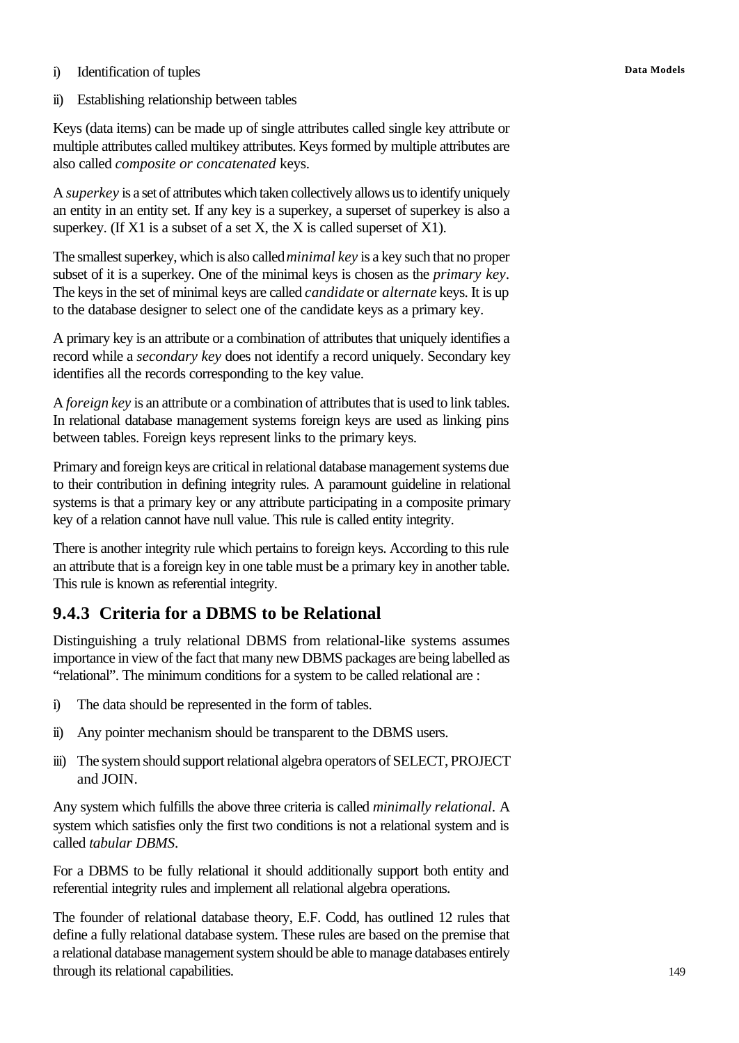i) Identification of tuples

ii) Establishing relationship between tables

Keys (data items) can be made up of single attributes called single key attribute or multiple attributes called multikey attributes. Keys formed by multiple attributes are also called *composite or concatenated* keys.

A *superkey* is a set of attributes which taken collectively allows us to identify uniquely an entity in an entity set. If any key is a superkey, a superset of superkey is also a superkey. (If X1 is a subset of a set X, the X is called superset of X1).

The smallest superkey, which is also called *minimal key* is a key such that no proper subset of it is a superkey. One of the minimal keys is chosen as the *primary key*. The keys in the set of minimal keys are called *candidate* or *alternate* keys. It is up to the database designer to select one of the candidate keys as a primary key.

A primary key is an attribute or a combination of attributes that uniquely identifies a record while a *secondary key* does not identify a record uniquely. Secondary key identifies all the records corresponding to the key value.

A *foreign key* is an attribute or a combination of attributes that is used to link tables. In relational database management systems foreign keys are used as linking pins between tables. Foreign keys represent links to the primary keys.

Primary and foreign keys are critical in relational database management systems due to their contribution in defining integrity rules. A paramount guideline in relational systems is that a primary key or any attribute participating in a composite primary key of a relation cannot have null value. This rule is called entity integrity.

There is another integrity rule which pertains to foreign keys. According to this rule an attribute that is a foreign key in one table must be a primary key in another table. This rule is known as referential integrity.

### 9.4.3 Criteria for a DBMS to be Relational

Distinguishing a truly relational DBMS from relational-like systems assumes importance in view of the fact that many new DBMS packages are being labelled as "relational". The minimum conditions for a system to be called relational are :

i) The data should be represented in the form of tables.

ii) Any pointer mechanism should be transparent to the DBMS users.

iii) The system should support relational algebra operators of SELECT, PROJECT and JOIN.

Any system which fulfills the above three criteria is called *minimally relational*. A system which satisfies only the first two conditions is not a relational system and is called *tabular DBMS*.

For a DBMS to be fully relational it should additionally support both entity and referential integrity rules and implement all relational algebra operations.

The founder of relational database theory, E.F. Codd, has outlined 12 rules that define a fully relational database system. These rules are based on the premise that a relational database management system should be able to manage databases entirely through its relational capabilities.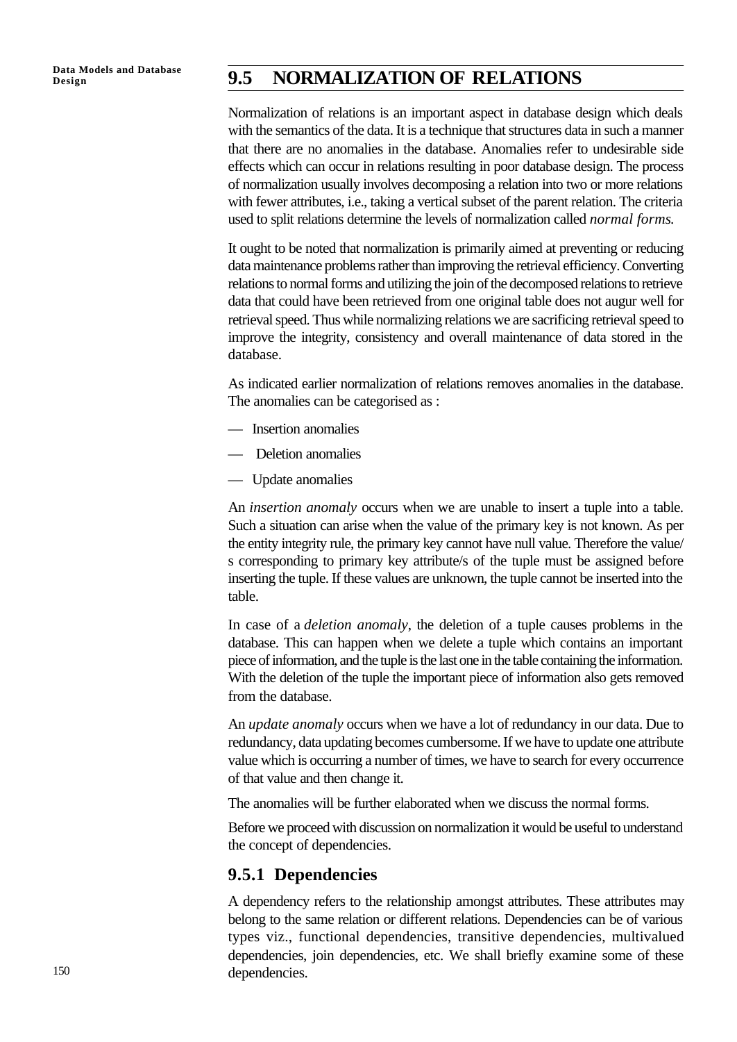## 9.5 NORMALIZATION OF RELATIONS

Normalization of relations is an important aspect in database design which deals with the semantics of the data. It is a technique that structures data in such a manner that there are no anomalies in the database. Anomalies refer to undesirable side effects which can occur in relations resulting in poor database design. The process of normalization usually involves decomposing a relation into two or more relations with fewer attributes, i.e., taking a vertical subset of the parent relation. The criteria used to split relations determine the levels of normalization called *normal forms.*

It ought to be noted that normalization is primarily aimed at preventing or reducing data maintenance problems rather than improving the retrieval efficiency. Converting relations to normal forms and utilizing the join of the decomposed relations to retrieve data that could have been retrieved from one original table does not augur well for retrieval speed. Thus while normalizing relations we are sacrificing retrieval speed to improve the integrity, consistency and overall maintenance of data stored in the database.

As indicated earlier normalization of relations removes anomalies in the database. The anomalies can be categorised as :

— Insertion anomalies

— Deletion anomalies

— Update anomalies

An *insertion anomaly* occurs when we are unable to insert a tuple into a table. Such a situation can arise when the value of the primary key is not known. As per the entity integrity rule, the primary key cannot have null value. Therefore the value/s corresponding to primary key attribute/s of the tuple must be assigned before inserting the tuple. If these values are unknown, the tuple cannot be inserted into the table.

In case of a *deletion anomaly*, the deletion of a tuple causes problems in the database. This can happen when we delete a tuple which contains an important piece of information, and the tuple is the last one in the table containing the information. With the deletion of the tuple the important piece of information also gets removed from the database.

An *update anomaly* occurs when we have a lot of redundancy in our data. Due to redundancy, data updating becomes cumbersome. If we have to update one attribute value which is occurring a number of times, we have to search for every occurrence of that value and then change it.

The anomalies will be further elaborated when we discuss the normal forms.

Before we proceed with discussion on normalization it would be useful to understand the concept of dependencies.

### 9.5.1 Dependencies

A dependency refers to the relationship amongst attributes. These attributes may belong to the same relation or different relations. Dependencies can be of various types viz., functional dependencies, transitive dependencies, multivalued dependencies, join dependencies, etc. We shall briefly examine some of these dependencies.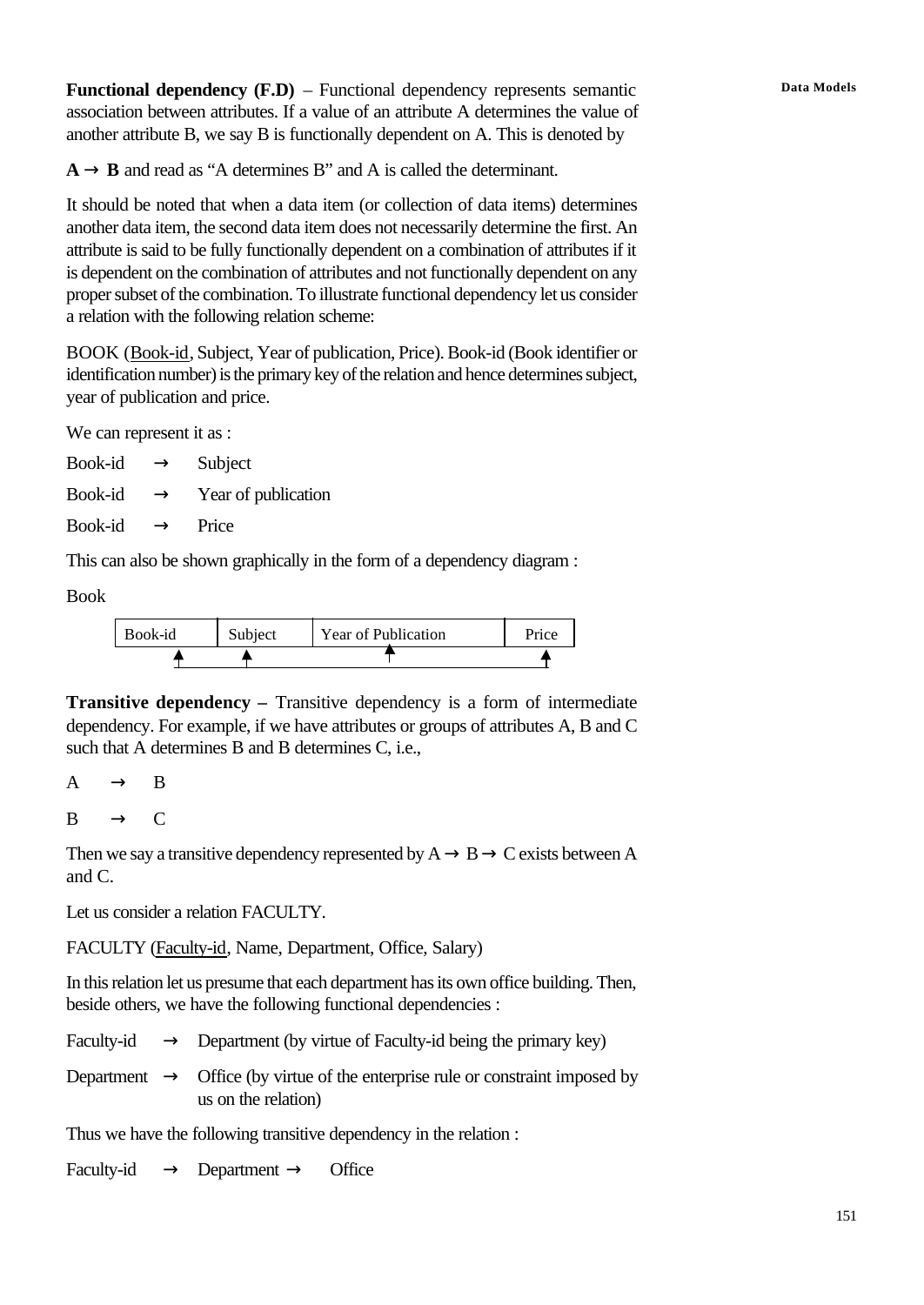**Functional dependency (F.D)** – Functional dependency represents semantic association between attributes. If a value of an attribute A determines the value of another attribute B, we say B is functionally dependent on A. This is denoted by

**A → B** and read as "A determines B" and A is called the determinant.

It should be noted that when a data item (or collection of data items) determines another data item, the second data item does not necessarily determine the first. An attribute is said to be fully functionally dependent on a combination of attributes if it is dependent on the combination of attributes and not functionally dependent on any proper subset of the combination. To illustrate functional dependency let us consider a relation with the following relation scheme:

BOOK (Book-id, Subject, Year of publication, Price). Book-id (Book identifier or identification number) is the primary key of the relation and hence determines subject, year of publication and price.

We can represent it as :

Book-id → Subject

Book-id → Year of publication

Book-id → Price

This can also be shown graphically in the form of a dependency diagram :

Book

| Book-id | Subject | Year of Publication | Price |
|---|---|---|---|

**Transitive dependency –** Transitive dependency is a form of intermediate dependency. For example, if we have attributes or groups of attributes A, B and C such that A determines B and B determines C, i.e.,

A → B

B → C

Then we say a transitive dependency represented by A → B → C exists between A and C.

Let us consider a relation FACULTY.

FACULTY (Faculty-id, Name, Department, Office, Salary)

In this relation let us presume that each department has its own office building. Then, beside others, we have the following functional dependencies :

Faculty-id → Department (by virtue of Faculty-id being the primary key)

Department → Office (by virtue of the enterprise rule or constraint imposed by us on the relation)

Thus we have the following transitive dependency in the relation :

Faculty-id → Department → Office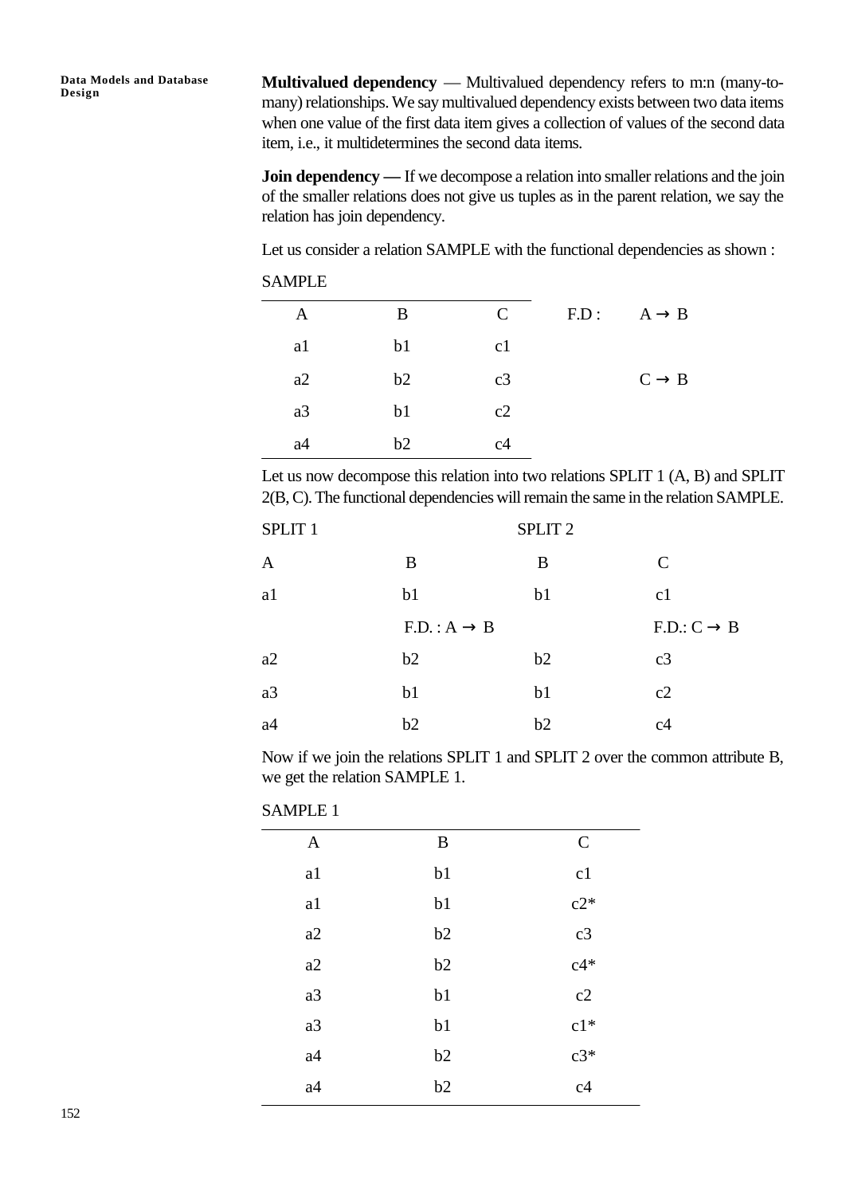**Multivalued dependency** — Multivalued dependency refers to m:n (many-to-many) relationships. We say multivalued dependency exists between two data items when one value of the first data item gives a collection of values of the second data item, i.e., it multidetermines the second data items.

**Join dependency —** If we decompose a relation into smaller relations and the join of the smaller relations does not give us tuples as in the parent relation, we say the relation has join dependency.

Let us consider a relation SAMPLE with the functional dependencies as shown :

SAMPLE

| A | B | C |
|---|---|---|
| a1 | b1 | c1 |
| a2 | b2 | c3 |
| a3 | b1 | c2 |
| a4 | b2 | c4 |

F.D : $A \rightarrow B$

$C \rightarrow B$

Let us now decompose this relation into two relations SPLIT 1 (A, B) and SPLIT 2(B, C). The functional dependencies will remain the same in the relation SAMPLE.

SPLIT 1

| A | B |
|---|---|
| a1 | b1 |
| a2 | b2 |
| a3 | b1 |
| a4 | b2 |

F.D. : $A \rightarrow B$

SPLIT 2

| B | C |
|---|---|
| b1 | c1 |
| b2 | c3 |
| b1 | c2 |
| b2 | c4 |

F.D.: $C \rightarrow B$

Now if we join the relations SPLIT 1 and SPLIT 2 over the common attribute B, we get the relation SAMPLE 1.

SAMPLE 1

| A | B | C |
|---|---|---|
| a1 | b1 | c1 |
| a1 | b1 | c2* |
| a2 | b2 | c3 |
| a2 | b2 | c4* |
| a3 | b1 | c2 |
| a3 | b1 | c1* |
| a4 | b2 | c3* |
| a4 | b2 | c4 |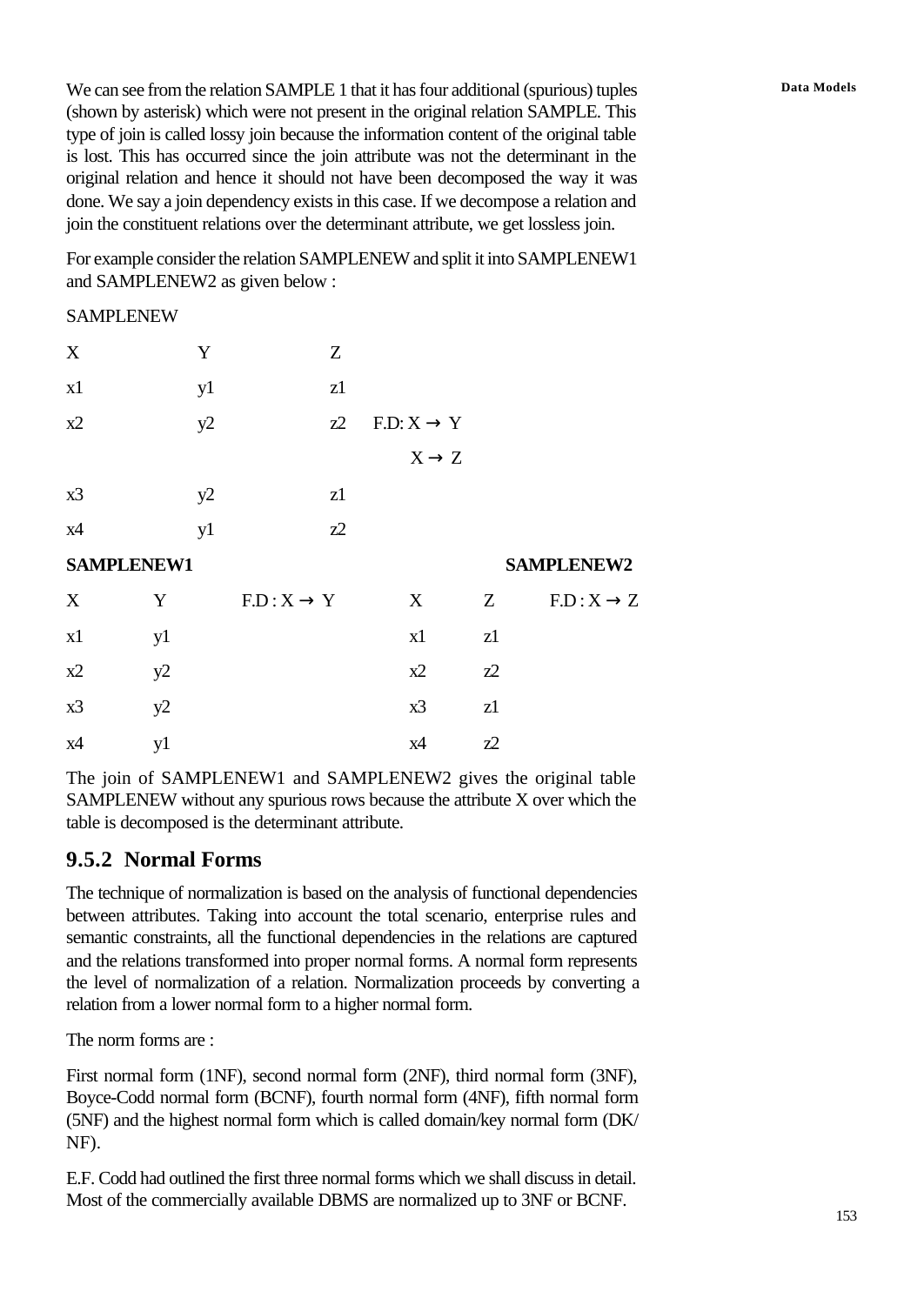We can see from the relation SAMPLE 1 that it has four additional (spurious) tuples (shown by asterisk) which were not present in the original relation SAMPLE. This type of join is called lossy join because the information content of the original table is lost. This has occurred since the join attribute was not the determinant in the original relation and hence it should not have been decomposed the way it was done. We say a join dependency exists in this case. If we decompose a relation and join the constituent relations over the determinant attribute, we get lossless join.

For example consider the relation SAMPLENEW and split it into SAMPLENEW1 and SAMPLENEW2 as given below :

SAMPLENEW

| X | Y | Z |
|---|---|---|
| x1 | y1 | z1 |
| x2 | y2 | z2 |
| x3 | y2 | z1 |
| x4 | y1 | z2 |

F.D: $X \rightarrow Y$

$X \rightarrow Z$

**SAMPLENEW1**

F.D : $X \rightarrow Y$

| X | Y |
|---|---|
| x1 | y1 |
| x2 | y2 |
| x3 | y2 |
| x4 | y1 |

**SAMPLENEW2**

F.D : $X \rightarrow Z$

| X | Z |
|---|---|
| x1 | z1 |
| x2 | z2 |
| x3 | z1 |
| x4 | z2 |

The join of SAMPLENEW1 and SAMPLENEW2 gives the original table SAMPLENEW without any spurious rows because the attribute X over which the table is decomposed is the determinant attribute.

### 9.5.2 Normal Forms

The technique of normalization is based on the analysis of functional dependencies between attributes. Taking into account the total scenario, enterprise rules and semantic constraints, all the functional dependencies in the relations are captured and the relations transformed into proper normal forms. A normal form represents the level of normalization of a relation. Normalization proceeds by converting a relation from a lower normal form to a higher normal form.

The norm forms are :

First normal form (1NF), second normal form (2NF), third normal form (3NF), Boyce-Codd normal form (BCNF), fourth normal form (4NF), fifth normal form (5NF) and the highest normal form which is called domain/key normal form (DK/NF).

E.F. Codd had outlined the first three normal forms which we shall discuss in detail. Most of the commercially available DBMS are normalized up to 3NF or BCNF.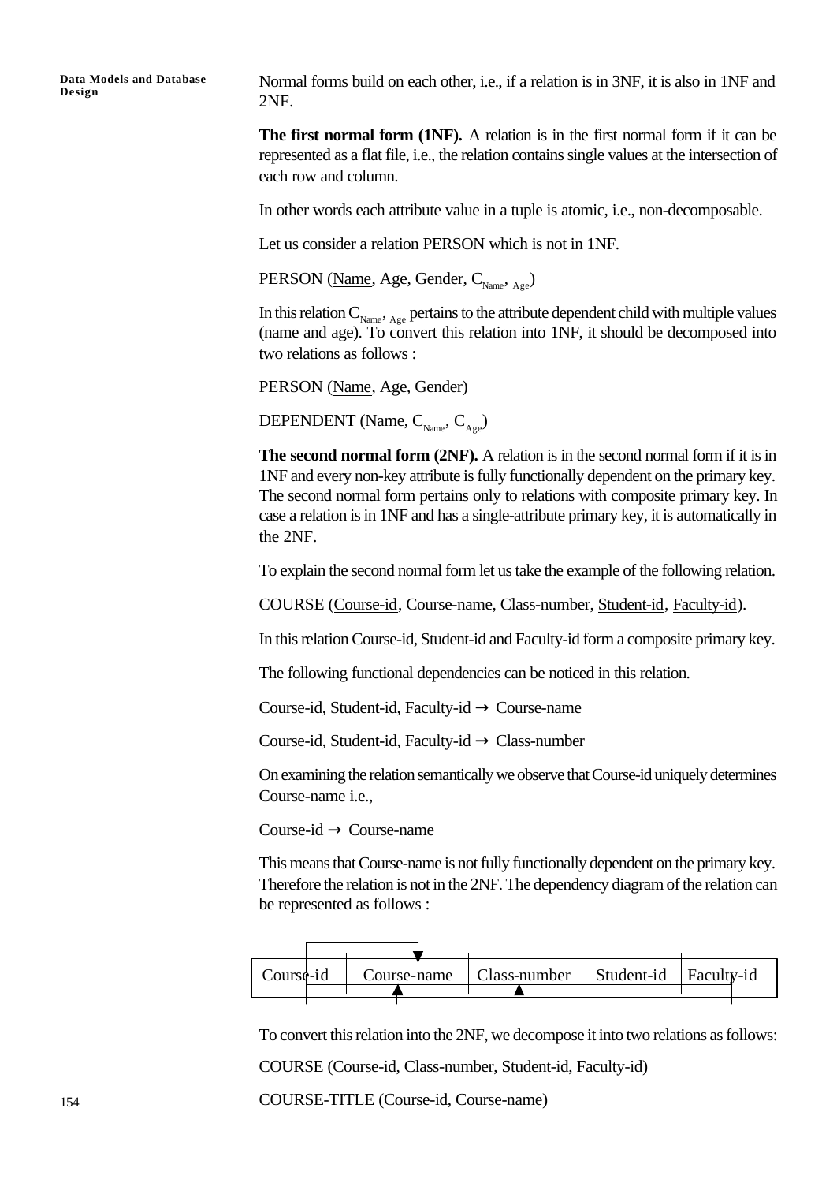Normal forms build on each other, i.e., if a relation is in 3NF, it is also in 1NF and 2NF.

**The first normal form (1NF).** A relation is in the first normal form if it can be represented as a flat file, i.e., the relation contains single values at the intersection of each row and column.

In other words each attribute value in a tuple is atomic, i.e., non-decomposable.

Let us consider a relation PERSON which is not in 1NF.

PERSON (<u>Name</u>, Age, Gender, $C_{Name}$, $_{Age}$)

In this relation $C_{Name}$, $_{Age}$ pertains to the attribute dependent child with multiple values (name and age). To convert this relation into 1NF, it should be decomposed into two relations as follows :

PERSON (<u>Name</u>, Age, Gender)

DEPENDENT (Name, $C_{Name}$, $C_{Age}$)

**The second normal form (2NF).** A relation is in the second normal form if it is in 1NF and every non-key attribute is fully functionally dependent on the primary key. The second normal form pertains only to relations with composite primary key. In case a relation is in 1NF and has a single-attribute primary key, it is automatically in the 2NF.

To explain the second normal form let us take the example of the following relation.

COURSE (<u>Course-id</u>, Course-name, Class-number, <u>Student-id</u>, <u>Faculty-id</u>).

In this relation Course-id, Student-id and Faculty-id form a composite primary key.

The following functional dependencies can be noticed in this relation.

Course-id, Student-id, Faculty-id → Course-name

Course-id, Student-id, Faculty-id → Class-number

On examining the relation semantically we observe that Course-id uniquely determines Course-name i.e.,

Course-id → Course-name

This means that Course-name is not fully functionally dependent on the primary key. Therefore the relation is not in the 2NF. The dependency diagram of the relation can be represented as follows :

| Course-id | Course-name | Class-number | Student-id | Faculty-id |
|---|---|---|---|---|

To convert this relation into the 2NF, we decompose it into two relations as follows:

COURSE (Course-id, Class-number, Student-id, Faculty-id)

COURSE-TITLE (Course-id, Course-name)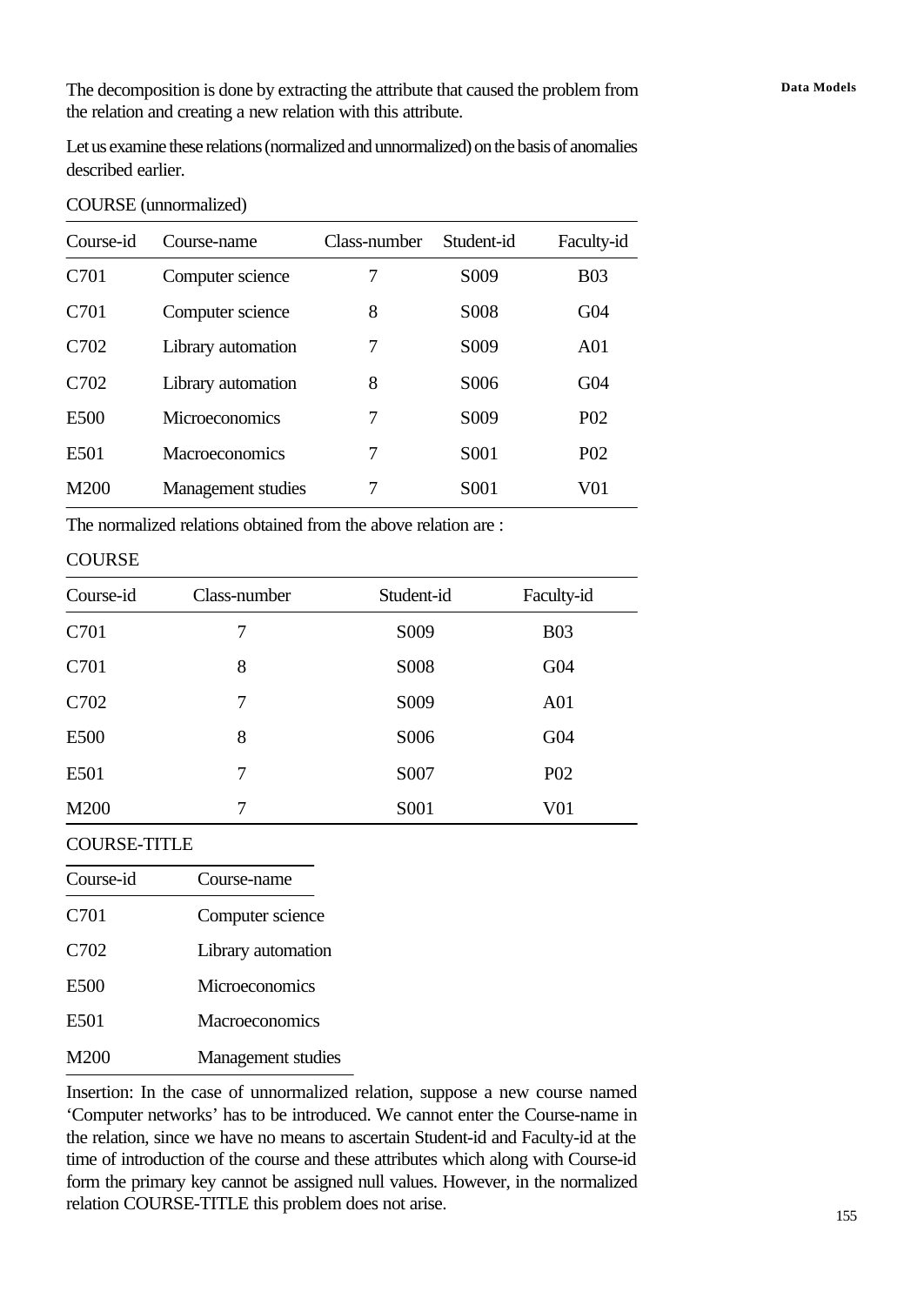The decomposition is done by extracting the attribute that caused the problem from the relation and creating a new relation with this attribute.

Let us examine these relations (normalized and unnormalized) on the basis of anomalies described earlier.

COURSE (unnormalized)

| Course-id | Course-name | Class-number | Student-id | Faculty-id |
|---|---|---|---|---|
| C701 | Computer science | 7 | S009 | B03 |
| C701 | Computer science | 8 | S008 | G04 |
| C702 | Library automation | 7 | S009 | A01 |
| C702 | Library automation | 8 | S006 | G04 |
| E500 | Microeconomics | 7 | S009 | P02 |
| E501 | Macroeconomics | 7 | S001 | P02 |
| M200 | Management studies | 7 | S001 | V01 |

The normalized relations obtained from the above relation are :

COURSE

| Course-id | Class-number | Student-id | Faculty-id |
|---|---|---|---|
| C701 | 7 | S009 | B03 |
| C701 | 8 | S008 | G04 |
| C702 | 7 | S009 | A01 |
| E500 | 8 | S006 | G04 |
| E501 | 7 | S007 | P02 |
| M200 | 7 | S001 | V01 |

COURSE-TITLE

| Course-id | Course-name |
|---|---|
| C701 | Computer science |
| C702 | Library automation |
| E500 | Microeconomics |
| E501 | Macroeconomics |
| M200 | Management studies |

Insertion: In the case of unnormalized relation, suppose a new course named 'Computer networks' has to be introduced. We cannot enter the Course-name in the relation, since we have no means to ascertain Student-id and Faculty-id at the time of introduction of the course and these attributes which along with Course-id form the primary key cannot be assigned null values. However, in the normalized relation COURSE-TITLE this problem does not arise.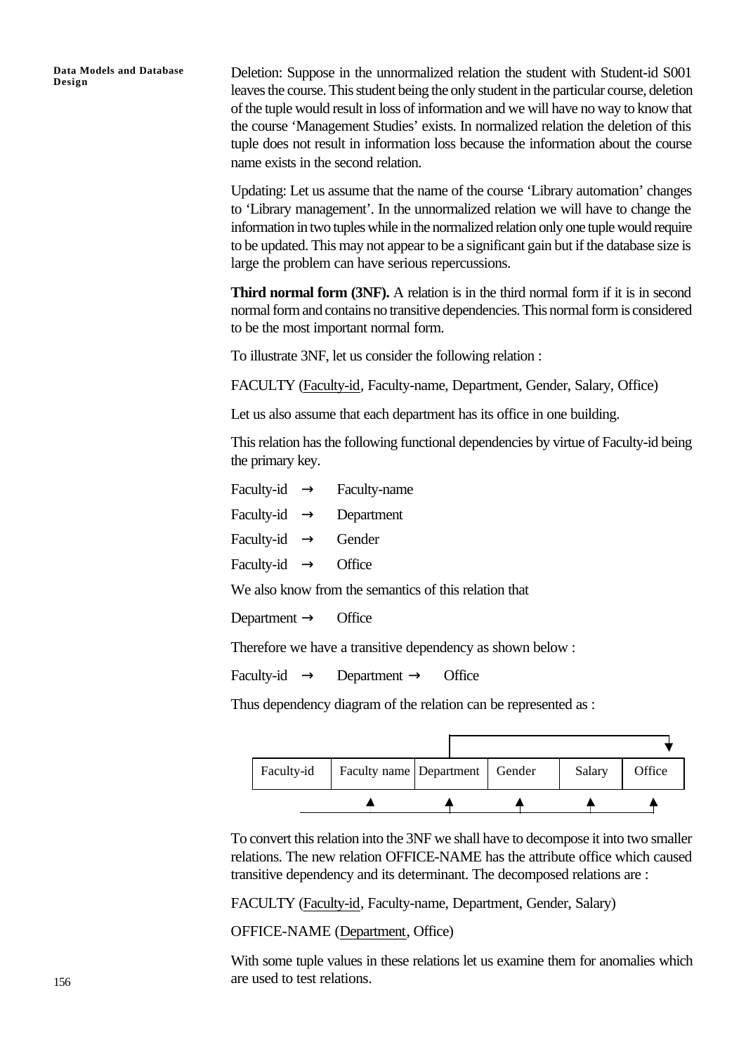Deletion: Suppose in the unnormalized relation the student with Student-id S001 leaves the course. This student being the only student in the particular course, deletion of the tuple would result in loss of information and we will have no way to know that the course 'Management Studies' exists. In normalized relation the deletion of this tuple does not result in information loss because the information about the course name exists in the second relation.

Updating: Let us assume that the name of the course 'Library automation' changes to 'Library management'. In the unnormalized relation we will have to change the information in two tuples while in the normalized relation only one tuple would require to be updated. This may not appear to be a significant gain but if the database size is large the problem can have serious repercussions.

**Third normal form (3NF).** A relation is in the third normal form if it is in second normal form and contains no transitive dependencies. This normal form is considered to be the most important normal form.

To illustrate 3NF, let us consider the following relation :

FACULTY (Faculty-id, Faculty-name, Department, Gender, Salary, Office)

Let us also assume that each department has its office in one building.

This relation has the following functional dependencies by virtue of Faculty-id being the primary key.

Faculty-id $\rightarrow$ Faculty-name

Faculty-id $\rightarrow$ Department

Faculty-id $\rightarrow$ Gender

Faculty-id $\rightarrow$ Office

We also know from the semantics of this relation that

Department $\rightarrow$ Office

Therefore we have a transitive dependency as shown below :

Faculty-id $\rightarrow$ Department $\rightarrow$ Office

Thus dependency diagram of the relation can be represented as :

| Faculty-id | Faculty name | Department | Gender | Salary | Office |
|---|---|---|---|---|---|

To convert this relation into the 3NF we shall have to decompose it into two smaller relations. The new relation OFFICE-NAME has the attribute office which caused transitive dependency and its determinant. The decomposed relations are :

FACULTY (Faculty-id, Faculty-name, Department, Gender, Salary)

OFFICE-NAME (Department, Office)

With some tuple values in these relations let us examine them for anomalies which are used to test relations.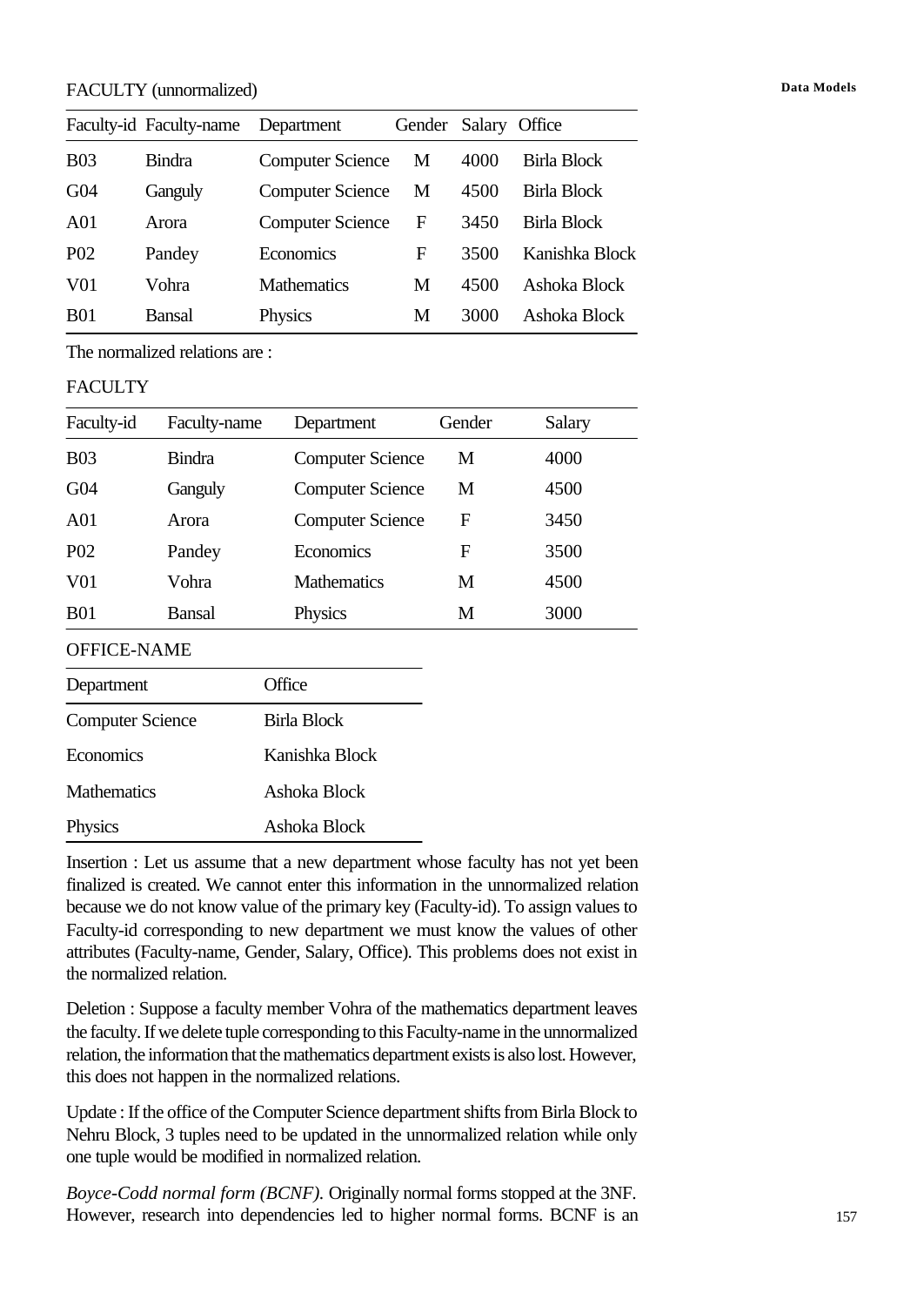FACULTY (unnormalized)

| Faculty-id | Faculty-name | Department | Gender | Salary | Office |
|---|---|---|---|---|---|
| B03 | Bindra | Computer Science | M | 4000 | Birla Block |
| G04 | Ganguly | Computer Science | M | 4500 | Birla Block |
| A01 | Arora | Computer Science | F | 3450 | Birla Block |
| P02 | Pandey | Economics | F | 3500 | Kanishka Block |
| V01 | Vohra | Mathematics | M | 4500 | Ashoka Block |
| B01 | Bansal | Physics | M | 3000 | Ashoka Block |

The normalized relations are :

FACULTY

| Faculty-id | Faculty-name | Department | Gender | Salary |
|---|---|---|---|---|
| B03 | Bindra | Computer Science | M | 4000 |
| G04 | Ganguly | Computer Science | M | 4500 |
| A01 | Arora | Computer Science | F | 3450 |
| P02 | Pandey | Economics | F | 3500 |
| V01 | Vohra | Mathematics | M | 4500 |
| B01 | Bansal | Physics | M | 3000 |

OFFICE-NAME

| Department | Office |
|---|---|
| Computer Science | Birla Block |
| Economics | Kanishka Block |
| Mathematics | Ashoka Block |
| Physics | Ashoka Block |

Insertion : Let us assume that a new department whose faculty has not yet been finalized is created. We cannot enter this information in the unnormalized relation because we do not know value of the primary key (Faculty-id). To assign values to Faculty-id corresponding to new department we must know the values of other attributes (Faculty-name, Gender, Salary, Office). This problems does not exist in the normalized relation.

Deletion : Suppose a faculty member Vohra of the mathematics department leaves the faculty. If we delete tuple corresponding to this Faculty-name in the unnormalized relation, the information that the mathematics department exists is also lost. However, this does not happen in the normalized relations.

Update : If the office of the Computer Science department shifts from Birla Block to Nehru Block, 3 tuples need to be updated in the unnormalized relation while only one tuple would be modified in normalized relation.

*Boyce-Codd normal form (BCNF).* Originally normal forms stopped at the 3NF. However, research into dependencies led to higher normal forms. BCNF is an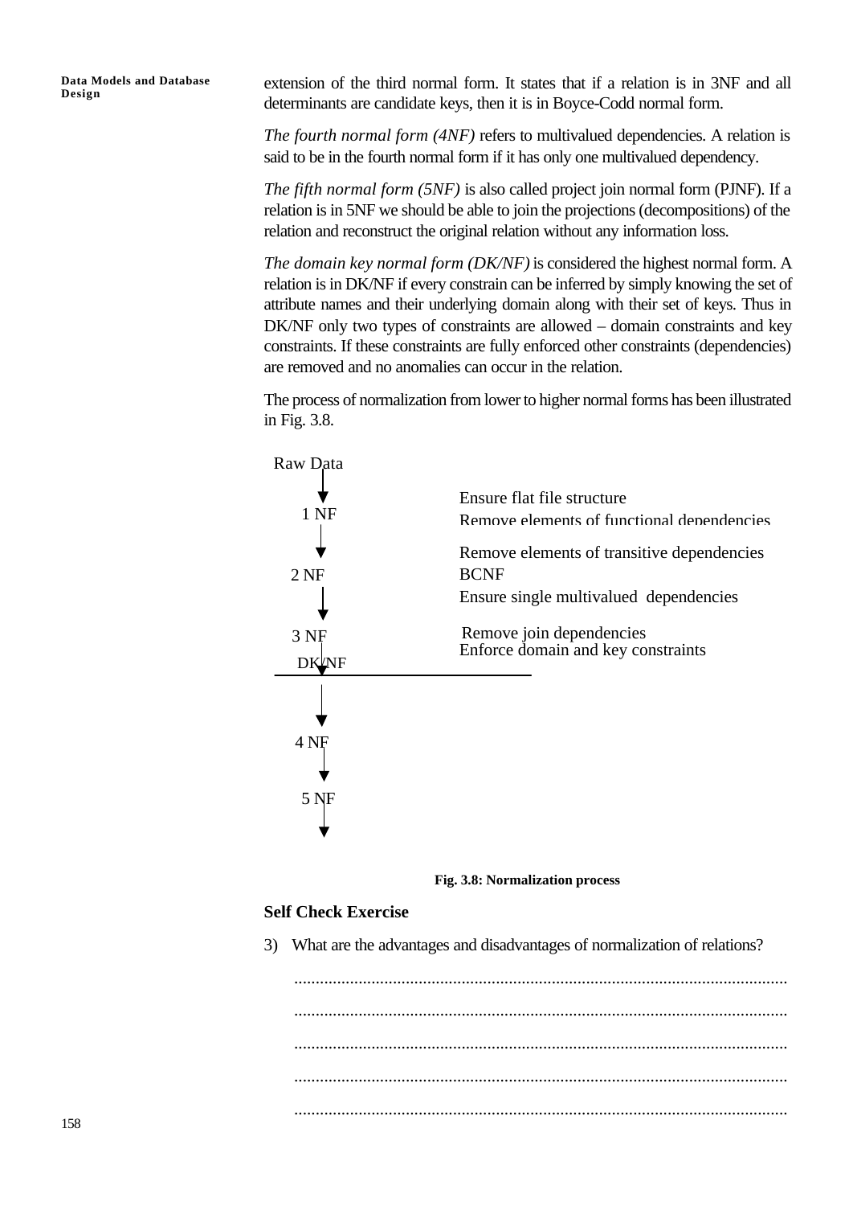extension of the third normal form. It states that if a relation is in 3NF and all determinants are candidate keys, then it is in Boyce-Codd normal form.

*The fourth normal form (4NF)* refers to multivalued dependencies. A relation is said to be in the fourth normal form if it has only one multivalued dependency.

*The fifth normal form (5NF)* is also called project join normal form (PJNF). If a relation is in 5NF we should be able to join the projections (decompositions) of the relation and reconstruct the original relation without any information loss.

*The domain key normal form (DK/NF)* is considered the highest normal form. A relation is in DK/NF if every constrain can be inferred by simply knowing the set of attribute names and their underlying domain along with their set of keys. Thus in DK/NF only two types of constraints are allowed – domain constraints and key constraints. If these constraints are fully enforced other constraints (dependencies) are removed and no anomalies can occur in the relation.

The process of normalization from lower to higher normal forms has been illustrated in Fig. 3.8.

Raw Data

1 NF

2 NF

3 NF

DK/NF

4 NF

5 NF

Ensure flat file structure

Remove elements of functional dependencies

Remove elements of transitive dependencies

BCNF

Ensure single multivalued dependencies

Remove join dependencies

Enforce domain and key constraints

**Fig. 3.8: Normalization process**

### Self Check Exercise

3) What are the advantages and disadvantages of normalization of relations?

..................................................................................................................

..................................................................................................................

..................................................................................................................

..................................................................................................................

..................................................................................................................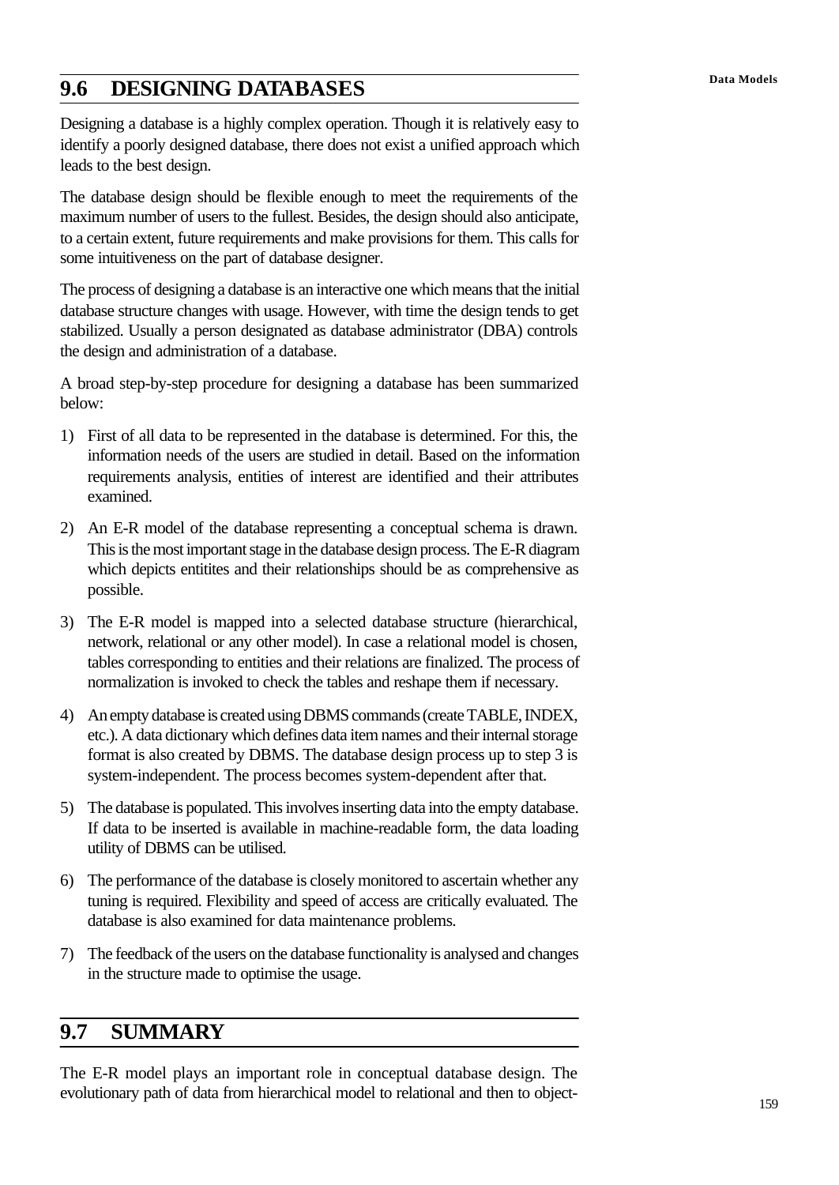## 9.6 DESIGNING DATABASES

Designing a database is a highly complex operation. Though it is relatively easy to identify a poorly designed database, there does not exist a unified approach which leads to the best design.

The database design should be flexible enough to meet the requirements of the maximum number of users to the fullest. Besides, the design should also anticipate, to a certain extent, future requirements and make provisions for them. This calls for some intuitiveness on the part of database designer.

The process of designing a database is an interactive one which means that the initial database structure changes with usage. However, with time the design tends to get stabilized. Usually a person designated as database administrator (DBA) controls the design and administration of a database.

A broad step-by-step procedure for designing a database has been summarized below:

1) First of all data to be represented in the database is determined. For this, the information needs of the users are studied in detail. Based on the information requirements analysis, entities of interest are identified and their attributes examined.

2) An E-R model of the database representing a conceptual schema is drawn. This is the most important stage in the database design process. The E-R diagram which depicts entitites and their relationships should be as comprehensive as possible.

3) The E-R model is mapped into a selected database structure (hierarchical, network, relational or any other model). In case a relational model is chosen, tables corresponding to entities and their relations are finalized. The process of normalization is invoked to check the tables and reshape them if necessary.

4) An empty database is created using DBMS commands (create TABLE, INDEX, etc.). A data dictionary which defines data item names and their internal storage format is also created by DBMS. The database design process up to step 3 is system-independent. The process becomes system-dependent after that.

5) The database is populated. This involves inserting data into the empty database. If data to be inserted is available in machine-readable form, the data loading utility of DBMS can be utilised.

6) The performance of the database is closely monitored to ascertain whether any tuning is required. Flexibility and speed of access are critically evaluated. The database is also examined for data maintenance problems.

7) The feedback of the users on the database functionality is analysed and changes in the structure made to optimise the usage.

## 9.7 SUMMARY

The E-R model plays an important role in conceptual database design. The evolutionary path of data from hierarchical model to relational and then to object-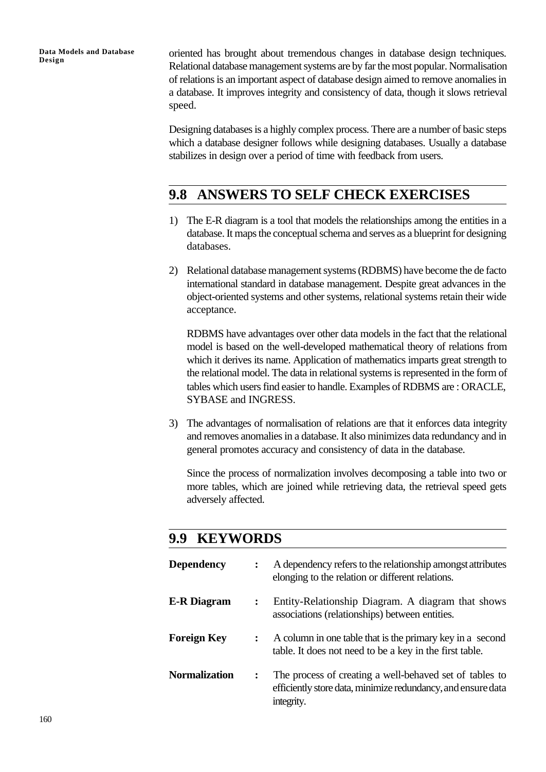oriented has brought about tremendous changes in database design techniques. Relational database management systems are by far the most popular. Normalisation of relations is an important aspect of database design aimed to remove anomalies in a database. It improves integrity and consistency of data, though it slows retrieval speed.

Designing databases is a highly complex process. There are a number of basic steps which a database designer follows while designing databases. Usually a database stabilizes in design over a period of time with feedback from users.

## 9.8 ANSWERS TO SELF CHECK EXERCISES

1) The E-R diagram is a tool that models the relationships among the entities in a database. It maps the conceptual schema and serves as a blueprint for designing databases.

2) Relational database management systems (RDBMS) have become the de facto international standard in database management. Despite great advances in the object-oriented systems and other systems, relational systems retain their wide acceptance.

   RDBMS have advantages over other data models in the fact that the relational model is based on the well-developed mathematical theory of relations from which it derives its name. Application of mathematics imparts great strength to the relational model. The data in relational systems is represented in the form of tables which users find easier to handle. Examples of RDBMS are : ORACLE, SYBASE and INGRESS.

3) The advantages of normalisation of relations are that it enforces data integrity and removes anomalies in a database. It also minimizes data redundancy and in general promotes accuracy and consistency of data in the database.

   Since the process of normalization involves decomposing a table into two or more tables, which are joined while retrieving data, the retrieval speed gets adversely affected.

## 9.9 KEYWORDS

**Dependency** : A dependency refers to the relationship amongst attributes elonging to the relation or different relations.

**E-R Diagram** : Entity-Relationship Diagram. A diagram that shows associations (relationships) between entities.

**Foreign Key** : A column in one table that is the primary key in a second table. It does not need to be a key in the first table.

**Normalization** : The process of creating a well-behaved set of tables to efficiently store data, minimize redundancy, and ensure data integrity.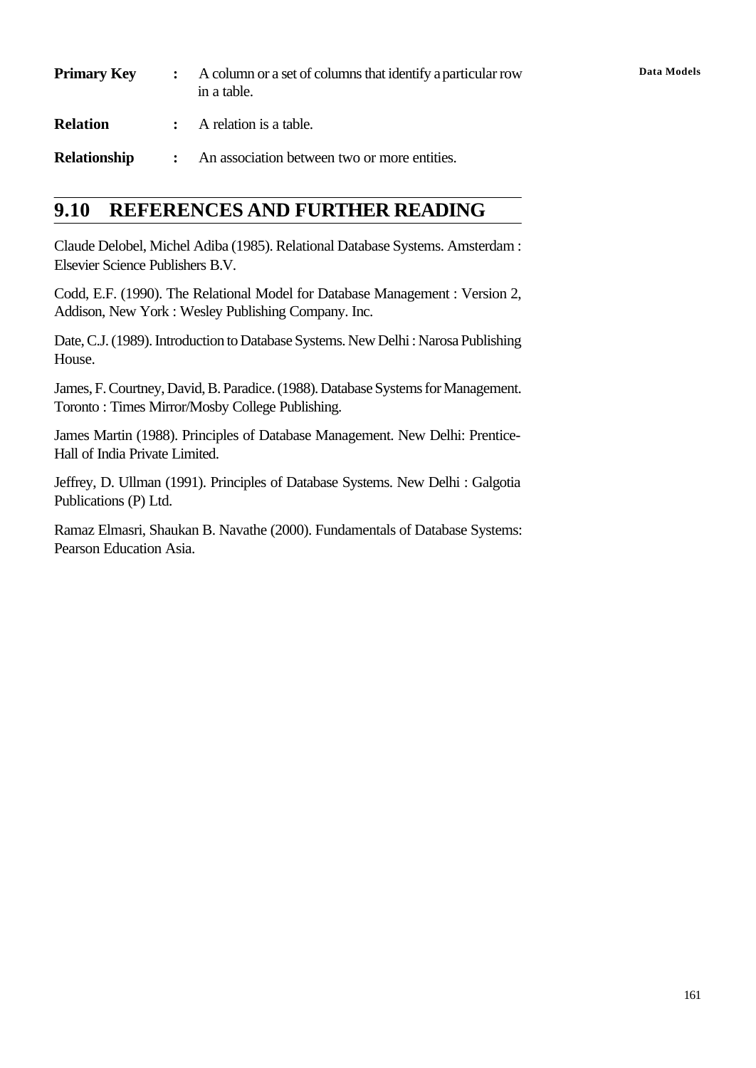**Primary Key** : A column or a set of columns that identify a particular row in a table.

**Relation** : A relation is a table.

**Relationship** : An association between two or more entities.

## 9.10 REFERENCES AND FURTHER READING

Claude Delobel, Michel Adiba (1985). Relational Database Systems. Amsterdam : Elsevier Science Publishers B.V.

Codd, E.F. (1990). The Relational Model for Database Management : Version 2, Addison, New York : Wesley Publishing Company. Inc.

Date, C.J. (1989). Introduction to Database Systems. New Delhi : Narosa Publishing House.

James, F. Courtney, David, B. Paradice. (1988). Database Systems for Management. Toronto : Times Mirror/Mosby College Publishing.

James Martin (1988). Principles of Database Management. New Delhi: Prentice-Hall of India Private Limited.

Jeffrey, D. Ullman (1991). Principles of Database Systems. New Delhi : Galgotia Publications (P) Ltd.

Ramaz Elmasri, Shaukan B. Navathe (2000). Fundamentals of Database Systems: Pearson Education Asia.